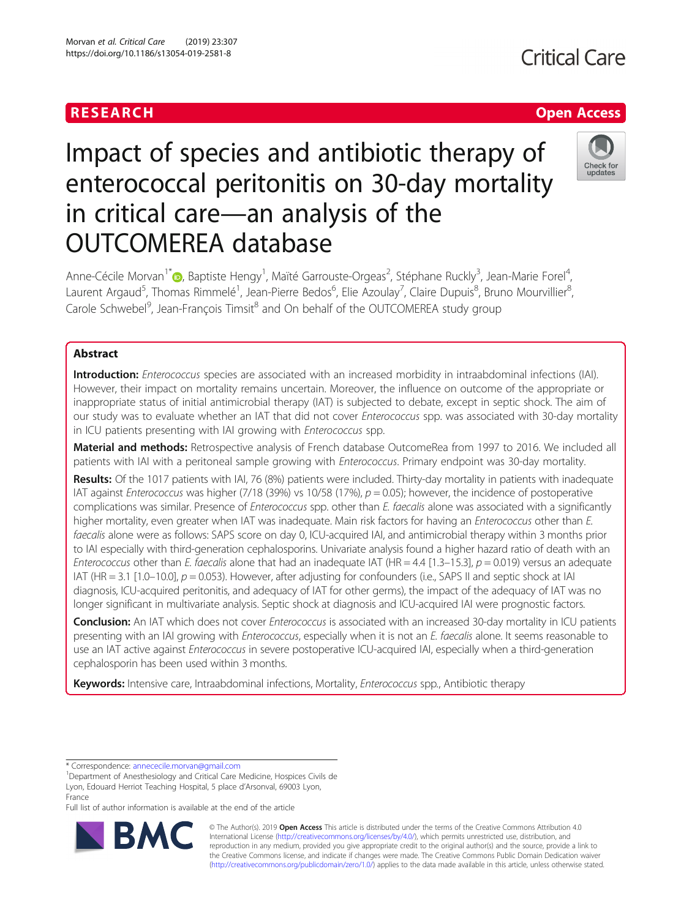RESEARCH

Open Access

# Impact of species and antibiotic therapy of enterococcal peritonitis on 30-day mortality in critical care—an analysis of the OUTCOMEREA database

Anne-Cécile Morvan[1*], Baptiste Hengy[1], Maïté Garrouste-Orgeas[2], Stéphane Ruckly[3], Jean-Marie Forel[4], Laurent Argaud[5], Thomas Rimmelé[1], Jean-Pierre Bedos[6], Elie Azoulay[7], Claire Dupuis[8], Bruno Mourvillier[8], Carole Schwebel[9], Jean-François Timsit[8] and On behalf of the OUTCOMEREA study group

## Abstract

**Introduction:** *Enterococcus* species are associated with an increased morbidity in intraabdominal infections (IAI). However, their impact on mortality remains uncertain. Moreover, the influence on outcome of the appropriate or inappropriate status of initial antimicrobial therapy (IAT) is subjected to debate, except in septic shock. The aim of our study was to evaluate whether an IAT that did not cover *Enterococcus* spp. was associated with 30-day mortality in ICU patients presenting with IAI growing with *Enterococcus* spp.

**Material and methods:** Retrospective analysis of French database OutcomeRea from 1997 to 2016. We included all patients with IAI with a peritoneal sample growing with *Enterococcus*. Primary endpoint was 30-day mortality.

**Results:** Of the 1017 patients with IAI, 76 (8%) patients were included. Thirty-day mortality in patients with inadequate IAT against *Enterococcus* was higher (7/18 (39%) vs 10/58 (17%), $p = 0.05$); however, the incidence of postoperative complications was similar. Presence of *Enterococcus* spp. other than *E. faecalis* alone was associated with a significantly higher mortality, even greater when IAT was inadequate. Main risk factors for having an *Enterococcus* other than *E. faecalis* alone were as follows: SAPS score on day 0, ICU-acquired IAI, and antimicrobial therapy within 3 months prior to IAI especially with third-generation cephalosporins. Univariate analysis found a higher hazard ratio of death with an *Enterococcus* other than *E. faecalis* alone that had an inadequate IAT (HR = 4.4 [1.3–15.3], $p = 0.019$) versus an adequate IAT (HR = 3.1 [1.0–10.0], $p = 0.053$). However, after adjusting for confounders (i.e., SAPS II and septic shock at IAI diagnosis, ICU-acquired peritonitis, and adequacy of IAT for other germs), the impact of the adequacy of IAT was no longer significant in multivariate analysis. Septic shock at diagnosis and ICU-acquired IAI were prognostic factors.

**Conclusion:** An IAT which does not cover *Enterococcus* is associated with an increased 30-day mortality in ICU patients presenting with an IAI growing with *Enterococcus*, especially when it is not an *E. faecalis* alone. It seems reasonable to use an IAT active against *Enterococcus* in severe postoperative ICU-acquired IAI, especially when a third-generation cephalosporin has been used within 3 months.

**Keywords:** Intensive care, Intraabdominal infections, Mortality, *Enterococcus* spp., Antibiotic therapy

---

* Correspondence: annececile.morvan@gmail.com
[1]Department of Anesthesiology and Critical Care Medicine, Hospices Civils de Lyon, Edouard Herriot Teaching Hospital, 5 place d'Arsonval, 69003 Lyon, France
Full list of author information is available at the end of the article

© The Author(s). 2019 **Open Access** This article is distributed under the terms of the Creative Commons Attribution 4.0 International License (http://creativecommons.org/licenses/by/4.0/), which permits unrestricted use, distribution, and reproduction in any medium, provided you give appropriate credit to the original author(s) and the source, provide a link to the Creative Commons license, and indicate if changes were made. The Creative Commons Public Domain Dedication waiver (http://creativecommons.org/publicdomain/zero/1.0/) applies to the data made available in this article, unless otherwise stated.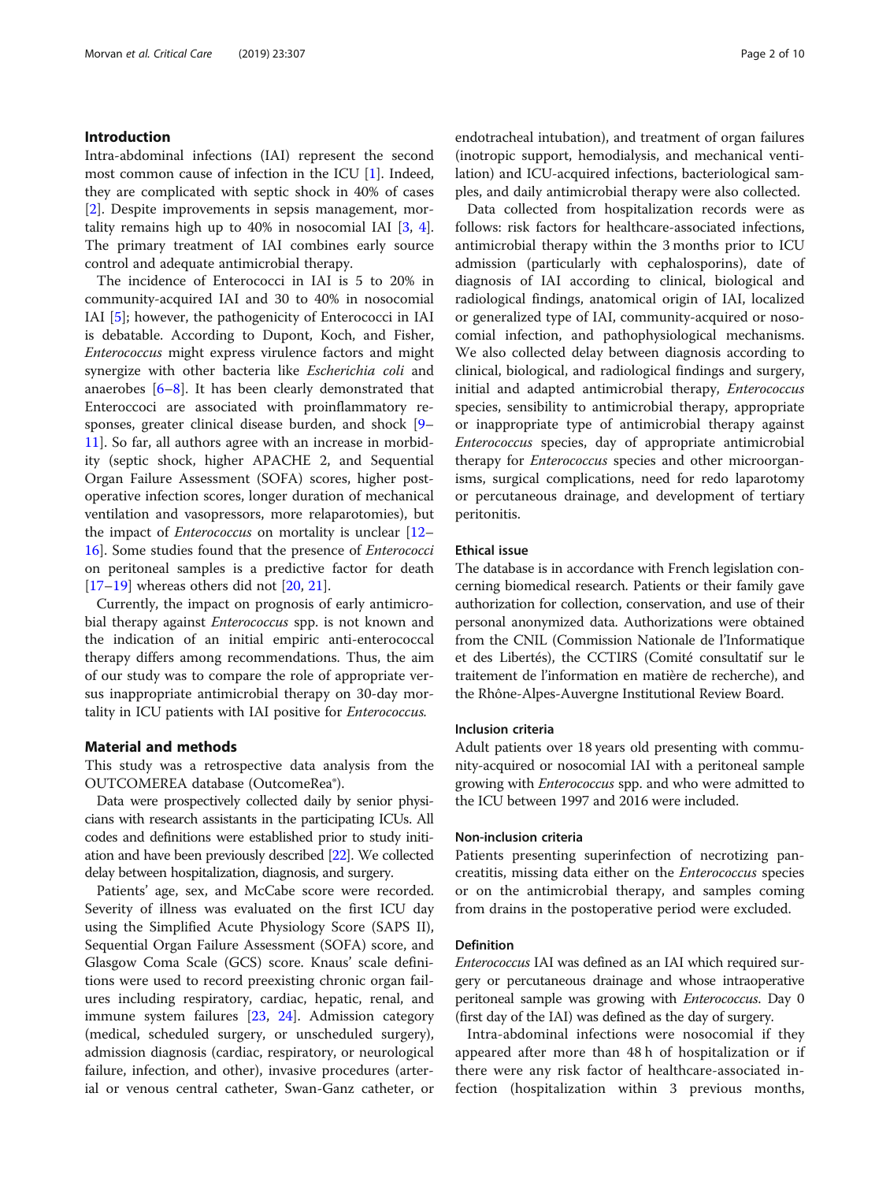## Introduction

Intra-abdominal infections (IAI) represent the second most common cause of infection in the ICU [1]. Indeed, they are complicated with septic shock in 40% of cases [2]. Despite improvements in sepsis management, mortality remains high up to 40% in nosocomial IAI [3, 4]. The primary treatment of IAI combines early source control and adequate antimicrobial therapy.

The incidence of Enterococci in IAI is 5 to 20% in community-acquired IAI and 30 to 40% in nosocomial IAI [5]; however, the pathogenicity of Enterococci in IAI is debatable. According to Dupont, Koch, and Fisher, *Enterococcus* might express virulence factors and might synergize with other bacteria like *Escherichia coli* and anaerobes [6–8]. It has been clearly demonstrated that Enteroccoci are associated with proinflammatory responses, greater clinical disease burden, and shock [9–11]. So far, all authors agree with an increase in morbidity (septic shock, higher APACHE 2, and Sequential Organ Failure Assessment (SOFA) scores, higher postoperative infection scores, longer duration of mechanical ventilation and vasopressors, more relaparotomies), but the impact of *Enterococcus* on mortality is unclear [12–16]. Some studies found that the presence of *Enterococci* on peritoneal samples is a predictive factor for death [17–19] whereas others did not [20, 21].

Currently, the impact on prognosis of early antimicrobial therapy against *Enterococcus* spp. is not known and the indication of an initial empiric anti-enterococcal therapy differs among recommendations. Thus, the aim of our study was to compare the role of appropriate versus inappropriate antimicrobial therapy on 30-day mortality in ICU patients with IAI positive for *Enterococcus.*

## Material and methods

This study was a retrospective data analysis from the OUTCOMEREA database (OutcomeRea®).

Data were prospectively collected daily by senior physicians with research assistants in the participating ICUs. All codes and definitions were established prior to study initiation and have been previously described [22]. We collected delay between hospitalization, diagnosis, and surgery.

Patients' age, sex, and McCabe score were recorded. Severity of illness was evaluated on the first ICU day using the Simplified Acute Physiology Score (SAPS II), Sequential Organ Failure Assessment (SOFA) score, and Glasgow Coma Scale (GCS) score. Knaus' scale definitions were used to record preexisting chronic organ failures including respiratory, cardiac, hepatic, renal, and immune system failures [23, 24]. Admission category (medical, scheduled surgery, or unscheduled surgery), admission diagnosis (cardiac, respiratory, or neurological failure, infection, and other), invasive procedures (arterial or venous central catheter, Swan-Ganz catheter, or endotracheal intubation), and treatment of organ failures (inotropic support, hemodialysis, and mechanical ventilation) and ICU-acquired infections, bacteriological samples, and daily antimicrobial therapy were also collected.

Data collected from hospitalization records were as follows: risk factors for healthcare-associated infections, antimicrobial therapy within the 3 months prior to ICU admission (particularly with cephalosporins), date of diagnosis of IAI according to clinical, biological and radiological findings, anatomical origin of IAI, localized or generalized type of IAI, community-acquired or nosocomial infection, and pathophysiological mechanisms. We also collected delay between diagnosis according to clinical, biological, and radiological findings and surgery, initial and adapted antimicrobial therapy, *Enterococcus* species, sensibility to antimicrobial therapy, appropriate or inappropriate type of antimicrobial therapy against *Enterococcus* species, day of appropriate antimicrobial therapy for *Enterococcus* species and other microorganisms, surgical complications, need for redo laparotomy or percutaneous drainage, and development of tertiary peritonitis.

### Ethical issue

The database is in accordance with French legislation concerning biomedical research. Patients or their family gave authorization for collection, conservation, and use of their personal anonymized data. Authorizations were obtained from the CNIL (Commission Nationale de l'Informatique et des Libertés), the CCTIRS (Comité consultatif sur le traitement de l'information en matière de recherche), and the Rhône-Alpes-Auvergne Institutional Review Board.

### Inclusion criteria

Adult patients over 18 years old presenting with community-acquired or nosocomial IAI with a peritoneal sample growing with *Enterococcus* spp. and who were admitted to the ICU between 1997 and 2016 were included.

### Non-inclusion criteria

Patients presenting superinfection of necrotizing pancreatitis, missing data either on the *Enterococcus* species or on the antimicrobial therapy, and samples coming from drains in the postoperative period were excluded.

### Definition

*Enterococcus* IAI was defined as an IAI which required surgery or percutaneous drainage and whose intraoperative peritoneal sample was growing with *Enterococcus.* Day 0 (first day of the IAI) was defined as the day of surgery.

Intra-abdominal infections were nosocomial if they appeared after more than 48 h of hospitalization or if there were any risk factor of healthcare-associated infection (hospitalization within 3 previous months,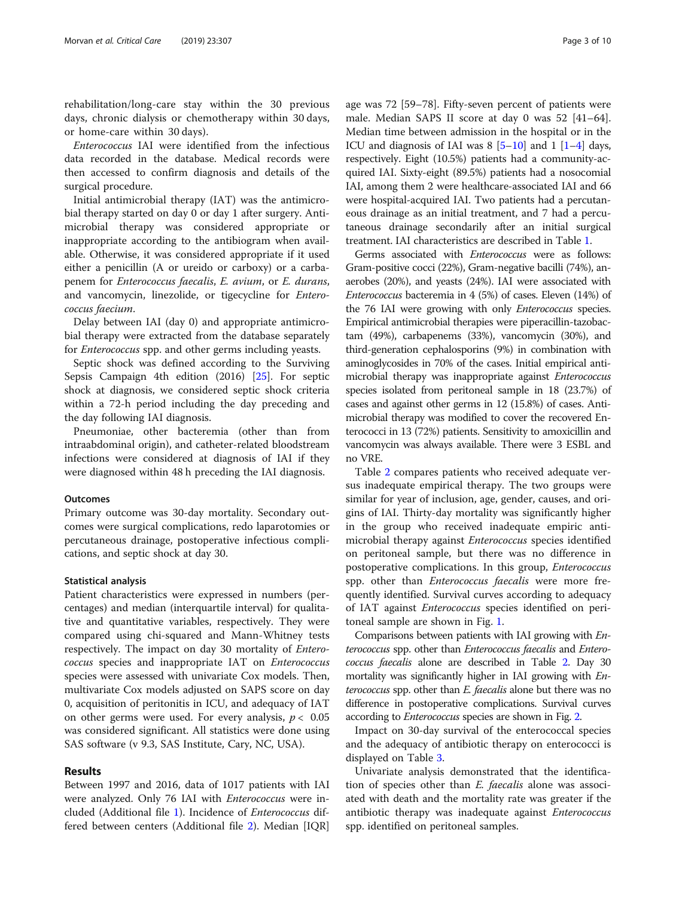rehabilitation/long-care stay within the 30 previous days, chronic dialysis or chemotherapy within 30 days, or home-care within 30 days).

*Enterococcus* IAI were identified from the infectious data recorded in the database. Medical records were then accessed to confirm diagnosis and details of the surgical procedure.

Initial antimicrobial therapy (IAT) was the antimicrobial therapy started on day 0 or day 1 after surgery. Antimicrobial therapy was considered appropriate or inappropriate according to the antibiogram when available. Otherwise, it was considered appropriate if it used either a penicillin (A or ureido or carboxy) or a carbapenem for *Enterococcus faecalis*, *E. avium*, or *E. durans*, and vancomycin, linezolide, or tigecycline for *Enterococcus faecium*.

Delay between IAI (day 0) and appropriate antimicrobial therapy were extracted from the database separately for *Enterococcus* spp. and other germs including yeasts.

Septic shock was defined according to the Surviving Sepsis Campaign 4th edition (2016) [25]. For septic shock at diagnosis, we considered septic shock criteria within a 72-h period including the day preceding and the day following IAI diagnosis.

Pneumoniae, other bacteremia (other than from intraabdominal origin), and catheter-related bloodstream infections were considered at diagnosis of IAI if they were diagnosed within 48 h preceding the IAI diagnosis.

### Outcomes

Primary outcome was 30-day mortality. Secondary outcomes were surgical complications, redo laparotomies or percutaneous drainage, postoperative infectious complications, and septic shock at day 30.

### Statistical analysis

Patient characteristics were expressed in numbers (percentages) and median (interquartile interval) for qualitative and quantitative variables, respectively. They were compared using chi-squared and Mann-Whitney tests respectively. The impact on day 30 mortality of *Enterococcus* species and inappropriate IAT on *Enterococcus* species were assessed with univariate Cox models. Then, multivariate Cox models adjusted on SAPS score on day 0, acquisition of peritonitis in ICU, and adequacy of IAT on other germs were used. For every analysis, $p < 0.05$ was considered significant. All statistics were done using SAS software (v 9.3, SAS Institute, Cary, NC, USA).

## Results

Between 1997 and 2016, data of 1017 patients with IAI were analyzed. Only 76 IAI with *Enterococcus* were included (Additional file 1). Incidence of *Enterococcus* differed between centers (Additional file 2). Median [IQR] age was 72 [59–78]. Fifty-seven percent of patients were male. Median SAPS II score at day 0 was 52 [41–64]. Median time between admission in the hospital or in the ICU and diagnosis of IAI was 8 [5–10] and 1 [1–4] days, respectively. Eight (10.5%) patients had a community-acquired IAI. Sixty-eight (89.5%) patients had a nosocomial IAI, among them 2 were healthcare-associated IAI and 66 were hospital-acquired IAI. Two patients had a percutaneous drainage as an initial treatment, and 7 had a percutaneous drainage secondarily after an initial surgical treatment. IAI characteristics are described in Table 1.

Germs associated with *Enterococcus* were as follows: Gram-positive cocci (22%), Gram-negative bacilli (74%), anaerobes (20%), and yeasts (24%). IAI were associated with *Enterococcus* bacteremia in 4 (5%) of cases. Eleven (14%) of the 76 IAI were growing with only *Enterococcus* species. Empirical antimicrobial therapies were piperacillin-tazobactam (49%), carbapenems (33%), vancomycin (30%), and third-generation cephalosporins (9%) in combination with aminoglycosides in 70% of the cases. Initial empirical antimicrobial therapy was inappropriate against *Enterococcus* species isolated from peritoneal sample in 18 (23.7%) of cases and against other germs in 12 (15.8%) of cases. Antimicrobial therapy was modified to cover the recovered Enterococci in 13 (72%) patients. Sensitivity to amoxicillin and vancomycin was always available. There were 3 ESBL and no VRE.

Table 2 compares patients who received adequate versus inadequate empirical therapy. The two groups were similar for year of inclusion, age, gender, causes, and origins of IAI. Thirty-day mortality was significantly higher in the group who received inadequate empiric antimicrobial therapy against *Enterococcus* species identified on peritoneal sample, but there was no difference in postoperative complications. In this group, *Enterococcus* spp. other than *Enterococcus faecalis* were more frequently identified. Survival curves according to adequacy of IAT against *Enterococcus* species identified on peritoneal sample are shown in Fig. 1.

Comparisons between patients with IAI growing with *Enterococcus* spp. other than *Enterococcus faecalis* and *Enterococcus faecalis* alone are described in Table 2. Day 30 mortality was significantly higher in IAI growing with *Enterococcus* spp. other than *E. faecalis* alone but there was no difference in postoperative complications. Survival curves according to *Enterococcus* species are shown in Fig. 2.

Impact on 30-day survival of the enterococcal species and the adequacy of antibiotic therapy on enterococci is displayed on Table 3.

Univariate analysis demonstrated that the identification of species other than *E. faecalis* alone was associated with death and the mortality rate was greater if the antibiotic therapy was inadequate against *Enterococcus* spp. identified on peritoneal samples.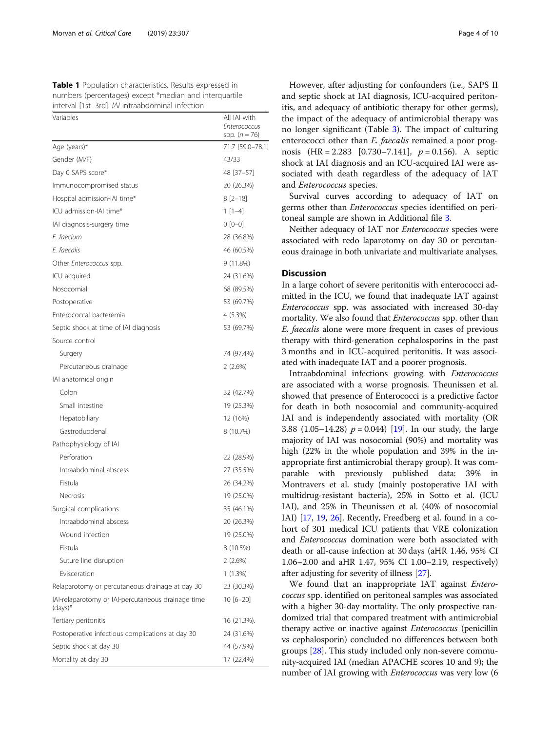**Table 1** Population characteristics. Results expressed in numbers (percentages) except *median and interquartile interval [1st–3rd]. *IAI* intraabdominal infection

| Variables | All IAI with *Enterococcus* spp. (*n* = 76) |
|---|---|
| Age (years)* | 71.7 [59.0–78.1] |
| Gender (M/F) | 43/33 |
| Day 0 SAPS score* | 48 [37–57] |
| Immunocompromised status | 20 (26.3%) |
| Hospital admission-IAI time* | 8 [2–18] |
| ICU admission-IAI time* | 1 [1–4] |
| IAI diagnosis-surgery time | 0 [0–0] |
| *E. faecium* | 28 (36.8%) |
| *E. faecalis* | 46 (60.5%) |
| Other *Enterococcus* spp. | 9 (11.8%) |
| ICU acquired | 24 (31.6%) |
| Nosocomial | 68 (89.5%) |
| Postoperative | 53 (69.7%) |
| Enterococcal bacteremia | 4 (5.3%) |
| Septic shock at time of IAI diagnosis | 53 (69.7%) |
| Source control | |
| Surgery | 74 (97.4%) |
| Percutaneous drainage | 2 (2.6%) |
| IAI anatomical origin | |
| Colon | 32 (42.7%) |
| Small intestine | 19 (25.3%) |
| Hepatobiliary | 12 (16%) |
| Gastroduodenal | 8 (10.7%) |
| Pathophysiology of IAI | |
| Perforation | 22 (28.9%) |
| Intraabdominal abscess | 27 (35.5%) |
| Fistula | 26 (34.2%) |
| Necrosis | 19 (25.0%) |
| Surgical complications | 35 (46.1%) |
| Intraabdominal abscess | 20 (26.3%) |
| Wound infection | 19 (25.0%) |
| Fistula | 8 (10.5%) |
| Suture line disruption | 2 (2.6%) |
| Evisceration | 1 (1.3%) |
| Relaparotomy or percutaneous drainage at day 30 | 23 (30.3%) |
| IAI-relaparotomy or IAI-percutaneous drainage time (days)* | 10 [6–20] |
| Tertiary peritonitis | 16 (21.3%). |
| Postoperative infectious complications at day 30 | 24 (31.6%) |
| Septic shock at day 30 | 44 (57.9%) |
| Mortality at day 30 | 17 (22.4%) |

However, after adjusting for confounders (i.e., SAPS II and septic shock at IAI diagnosis, ICU-acquired peritonitis, and adequacy of antibiotic therapy for other germs), the impact of the adequacy of antimicrobial therapy was no longer significant (Table 3). The impact of culturing enterococci other than *E. faecalis* remained a poor prognosis (HR = 2.283 [0.730–7.141], $p = 0.156$). A septic shock at IAI diagnosis and an ICU-acquired IAI were associated with death regardless of the adequacy of IAT and *Enterococcus* species.

Survival curves according to adequacy of IAT on germs other than *Enterococcus* species identified on peritoneal sample are shown in Additional file 3.

Neither adequacy of IAT nor *Enterococcus* species were associated with redo laparotomy on day 30 or percutaneous drainage in both univariate and multivariate analyses.

## Discussion

In a large cohort of severe peritonitis with enterococci admitted in the ICU, we found that inadequate IAT against *Enterococcus* spp. was associated with increased 30-day mortality. We also found that *Enterococcus* spp. other than *E. faecalis* alone were more frequent in cases of previous therapy with third-generation cephalosporins in the past 3 months and in ICU-acquired peritonitis. It was associated with inadequate IAT and a poorer prognosis.

Intraabdominal infections growing with *Enterococcus* are associated with a worse prognosis. Theunissen et al. showed that presence of Enterococci is a predictive factor for death in both nosocomial and community-acquired IAI and is independently associated with mortality (OR 3.88 (1.05–14.28) $p = 0.044$) [19]. In our study, the large majority of IAI was nosocomial (90%) and mortality was high (22% in the whole population and 39% in the inappropriate first antimicrobial therapy group). It was comparable with previously published data: 39% in Montravers et al. study (mainly postoperative IAI with multidrug-resistant bacteria), 25% in Sotto et al. (ICU IAI), and 25% in Theunissen et al. (40% of nosocomial IAI) [17, 19, 26]. Recently, Freedberg et al. found in a cohort of 301 medical ICU patients that VRE colonization and *Enterococcus* domination were both associated with death or all-cause infection at 30 days (aHR 1.46, 95% CI 1.06–2.00 and aHR 1.47, 95% CI 1.00–2.19, respectively) after adjusting for severity of illness [27].

We found that an inappropriate IAT against *Enterococcus* spp. identified on peritoneal samples was associated with a higher 30-day mortality. The only prospective randomized trial that compared treatment with antimicrobial therapy active or inactive against *Enterococcus* (penicillin vs cephalosporin) concluded no differences between both groups [28]. This study included only non-severe community-acquired IAI (median APACHE scores 10 and 9); the number of IAI growing with *Enterococcus* was very low (6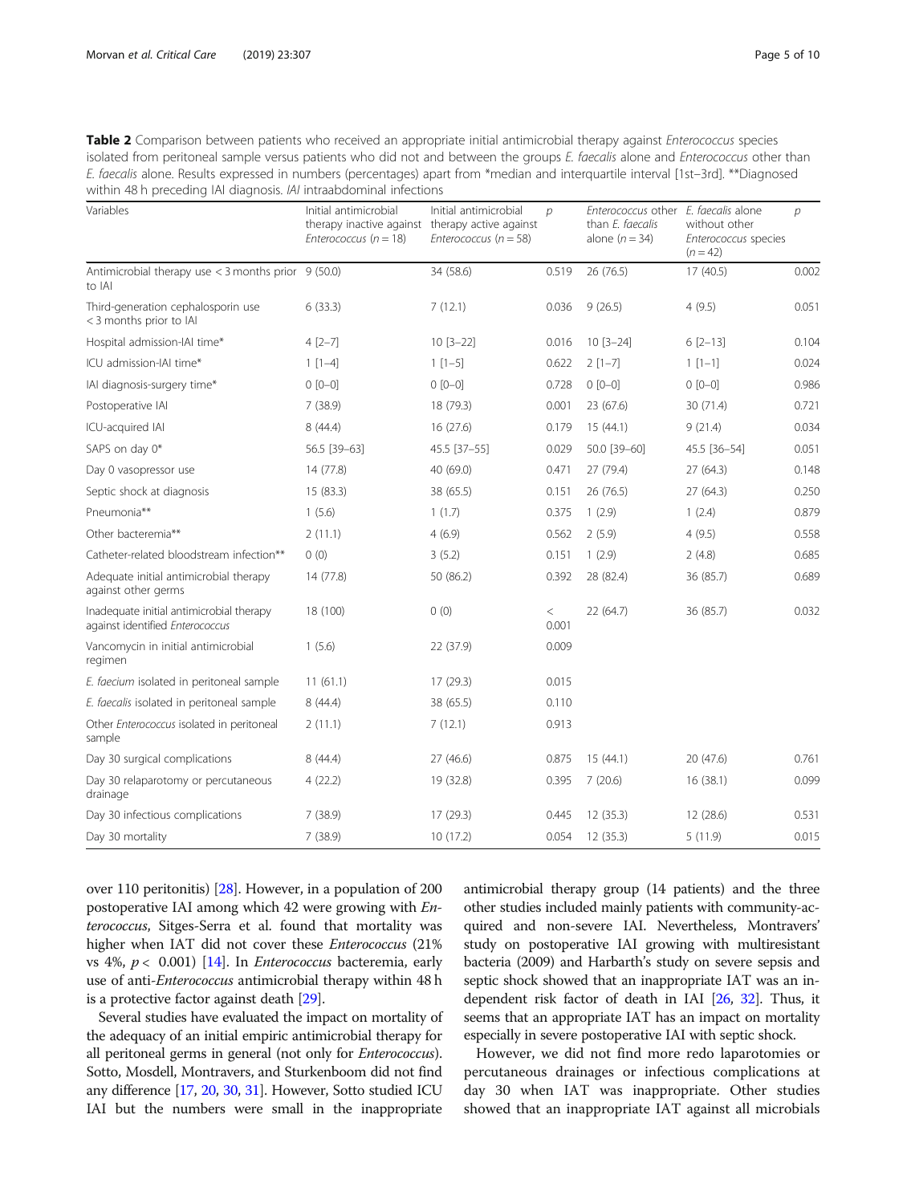**Table 2** Comparison between patients who received an appropriate initial antimicrobial therapy against *Enterococcus* species isolated from peritoneal sample versus patients who did not and between the groups *E. faecalis* alone and *Enterococcus* other than *E. faecalis* alone. Results expressed in numbers (percentages) apart from *median and interquartile interval [1st–3rd]. **Diagnosed within 48 h preceding IAI diagnosis. *IAI* intraabdominal infections

| Variables | Initial antimicrobial therapy inactive against *Enterococcus* ($n = 18$) | Initial antimicrobial therapy active against *Enterococcus* ($n = 58$) | *p* | *Enterococcus* other than *E. faecalis* alone ($n = 34$) | *E. faecalis* alone without other *Enterococcus* species ($n = 42$) | *p* |
|---|---|---|---|---|---|---|
| Antimicrobial therapy use < 3 months prior to IAI | 9 (50.0) | 34 (58.6) | 0.519 | 26 (76.5) | 17 (40.5) | 0.002 |
| Third-generation cephalosporin use < 3 months prior to IAI | 6 (33.3) | 7 (12.1) | 0.036 | 9 (26.5) | 4 (9.5) | 0.051 |
| Hospital admission-IAI time* | 4 [2–7] | 10 [3–22] | 0.016 | 10 [3–24] | 6 [2–13] | 0.104 |
| ICU admission-IAI time* | 1 [1–4] | 1 [1–5] | 0.622 | 2 [1–7] | 1 [1–1] | 0.024 |
| IAI diagnosis-surgery time* | 0 [0–0] | 0 [0–0] | 0.728 | 0 [0–0] | 0 [0–0] | 0.986 |
| Postoperative IAI | 7 (38.9) | 18 (79.3) | 0.001 | 23 (67.6) | 30 (71.4) | 0.721 |
| ICU-acquired IAI | 8 (44.4) | 16 (27.6) | 0.179 | 15 (44.1) | 9 (21.4) | 0.034 |
| SAPS on day 0* | 56.5 [39–63] | 45.5 [37–55] | 0.029 | 50.0 [39–60] | 45.5 [36–54] | 0.051 |
| Day 0 vasopressor use | 14 (77.8) | 40 (69.0) | 0.471 | 27 (79.4) | 27 (64.3) | 0.148 |
| Septic shock at diagnosis | 15 (83.3) | 38 (65.5) | 0.151 | 26 (76.5) | 27 (64.3) | 0.250 |
| Pneumonia** | 1 (5.6) | 1 (1.7) | 0.375 | 1 (2.9) | 1 (2.4) | 0.879 |
| Other bacteremia** | 2 (11.1) | 4 (6.9) | 0.562 | 2 (5.9) | 4 (9.5) | 0.558 |
| Catheter-related bloodstream infection** | 0 (0) | 3 (5.2) | 0.151 | 1 (2.9) | 2 (4.8) | 0.685 |
| Adequate initial antimicrobial therapy against other germs | 14 (77.8) | 50 (86.2) | 0.392 | 28 (82.4) | 36 (85.7) | 0.689 |
| Inadequate initial antimicrobial therapy against identified *Enterococcus* | 18 (100) | 0 (0) | < 0.001 | 22 (64.7) | 36 (85.7) | 0.032 |
| Vancomycin in initial antimicrobial regimen | 1 (5.6) | 22 (37.9) | 0.009 | | | |
| *E. faecium* isolated in peritoneal sample | 11 (61.1) | 17 (29.3) | 0.015 | | | |
| *E. faecalis* isolated in peritoneal sample | 8 (44.4) | 38 (65.5) | 0.110 | | | |
| Other *Enterococcus* isolated in peritoneal sample | 2 (11.1) | 7 (12.1) | 0.913 | | | |
| Day 30 surgical complications | 8 (44.4) | 27 (46.6) | 0.875 | 15 (44.1) | 20 (47.6) | 0.761 |
| Day 30 relaparotomy or percutaneous drainage | 4 (22.2) | 19 (32.8) | 0.395 | 7 (20.6) | 16 (38.1) | 0.099 |
| Day 30 infectious complications | 7 (38.9) | 17 (29.3) | 0.445 | 12 (35.3) | 12 (28.6) | 0.531 |
| Day 30 mortality | 7 (38.9) | 10 (17.2) | 0.054 | 12 (35.3) | 5 (11.9) | 0.015 |

over 110 peritonitis) [28]. However, in a population of 200 postoperative IAI among which 42 were growing with *Enterococcus*, Sitges-Serra et al. found that mortality was higher when IAT did not cover these *Enterococcus* (21% vs 4%, $p < 0.001$) [14]. In *Enterococcus* bacteremia, early use of anti-*Enterococcus* antimicrobial therapy within 48 h is a protective factor against death [29].

Several studies have evaluated the impact on mortality of the adequacy of an initial empiric antimicrobial therapy for all peritoneal germs in general (not only for *Enterococcus*). Sotto, Mosdell, Montravers, and Sturkenboom did not find any difference [17, 20, 30, 31]. However, Sotto studied ICU IAI but the numbers were small in the inappropriate antimicrobial therapy group (14 patients) and the three other studies included mainly patients with community-acquired and non-severe IAI. Nevertheless, Montravers' study on postoperative IAI growing with multiresistant bacteria (2009) and Harbarth's study on severe sepsis and septic shock showed that an inappropriate IAT was an independent risk factor of death in IAI [26, 32]. Thus, it seems that an appropriate IAT has an impact on mortality especially in severe postoperative IAI with septic shock.

However, we did not find more redo laparotomies or percutaneous drainages or infectious complications at day 30 when IAT was inappropriate. Other studies showed that an inappropriate IAT against all microbials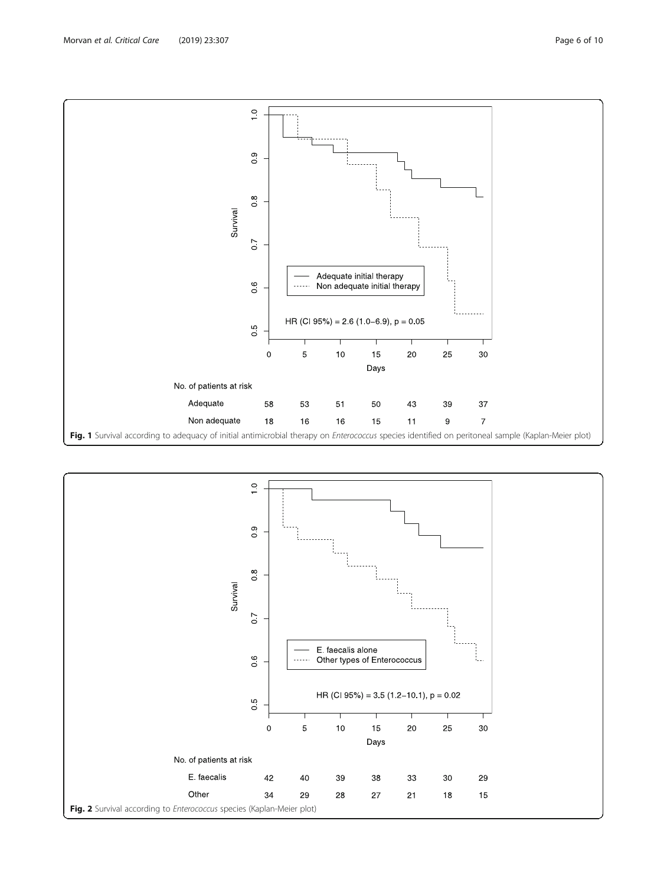**Fig. 1** Survival according to adequacy of initial antimicrobial therapy on *Enterococcus* species identified on peritoneal sample (Kaplan-Meier plot)

**Fig. 2** Survival according to *Enterococcus* species (Kaplan-Meier plot)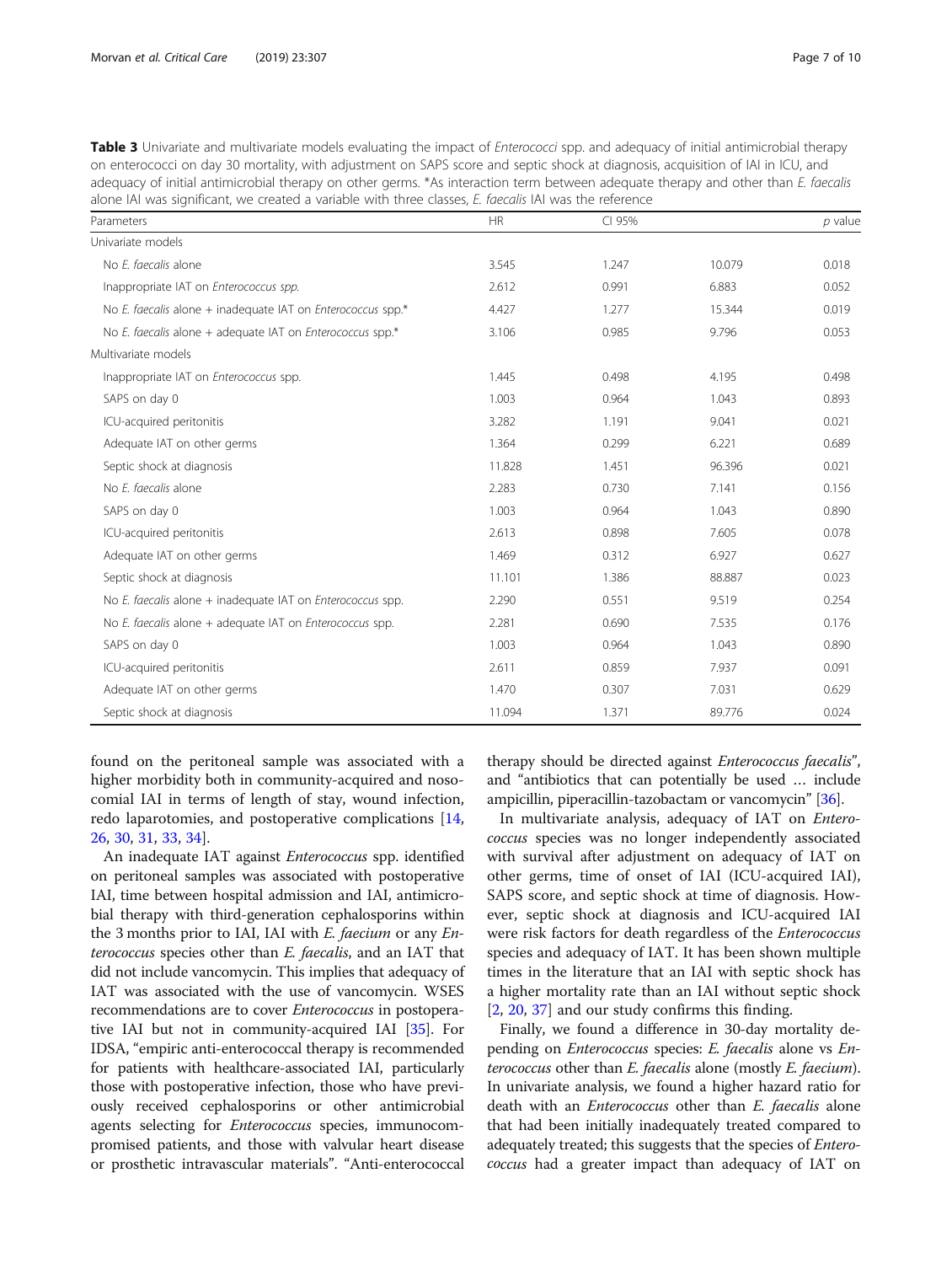**Table 3** Univariate and multivariate models evaluating the impact of *Enterococci* spp. and adequacy of initial antimicrobial therapy on enterococci on day 30 mortality, with adjustment on SAPS score and septic shock at diagnosis, acquisition of IAI in ICU, and adequacy of initial antimicrobial therapy on other germs. *As interaction term between adequate therapy and other than *E. faecalis* alone IAI was significant, we created a variable with three classes, *E. faecalis* IAI was the reference

| Parameters | HR | CI 95% | | *p* value |
|---|---|---|---|---|
| Univariate models | | | | |
| No *E. faecalis* alone | 3.545 | 1.247 | 10.079 | 0.018 |
| Inappropriate IAT on *Enterococcus spp.* | 2.612 | 0.991 | 6.883 | 0.052 |
| No *E. faecalis* alone + inadequate IAT on *Enterococcus* spp.* | 4.427 | 1.277 | 15.344 | 0.019 |
| No *E. faecalis* alone + adequate IAT on *Enterococcus* spp.* | 3.106 | 0.985 | 9.796 | 0.053 |
| Multivariate models | | | | |
| Inappropriate IAT on *Enterococcus* spp. | 1.445 | 0.498 | 4.195 | 0.498 |
| SAPS on day 0 | 1.003 | 0.964 | 1.043 | 0.893 |
| ICU-acquired peritonitis | 3.282 | 1.191 | 9.041 | 0.021 |
| Adequate IAT on other germs | 1.364 | 0.299 | 6.221 | 0.689 |
| Septic shock at diagnosis | 11.828 | 1.451 | 96.396 | 0.021 |
| No *E. faecalis* alone | 2.283 | 0.730 | 7.141 | 0.156 |
| SAPS on day 0 | 1.003 | 0.964 | 1.043 | 0.890 |
| ICU-acquired peritonitis | 2.613 | 0.898 | 7.605 | 0.078 |
| Adequate IAT on other germs | 1.469 | 0.312 | 6.927 | 0.627 |
| Septic shock at diagnosis | 11.101 | 1.386 | 88.887 | 0.023 |
| No *E. faecalis* alone + inadequate IAT on *Enterococcus* spp. | 2.290 | 0.551 | 9.519 | 0.254 |
| No *E. faecalis* alone + adequate IAT on *Enterococcus* spp. | 2.281 | 0.690 | 7.535 | 0.176 |
| SAPS on day 0 | 1.003 | 0.964 | 1.043 | 0.890 |
| ICU-acquired peritonitis | 2.611 | 0.859 | 7.937 | 0.091 |
| Adequate IAT on other germs | 1.470 | 0.307 | 7.031 | 0.629 |
| Septic shock at diagnosis | 11.094 | 1.371 | 89.776 | 0.024 |

found on the peritoneal sample was associated with a higher morbidity both in community-acquired and nosocomial IAI in terms of length of stay, wound infection, redo laparotomies, and postoperative complications [14, 26, 30, 31, 33, 34].

An inadequate IAT against *Enterococcus* spp. identified on peritoneal samples was associated with postoperative IAI, time between hospital admission and IAI, antimicrobial therapy with third-generation cephalosporins within the 3 months prior to IAI, IAI with *E. faecium* or any *Enterococcus* species other than *E. faecalis*, and an IAT that did not include vancomycin. This implies that adequacy of IAT was associated with the use of vancomycin. WSES recommendations are to cover *Enterococcus* in postoperative IAI but not in community-acquired IAI [35]. For IDSA, "empiric anti-enterococcal therapy is recommended for patients with healthcare-associated IAI, particularly those with postoperative infection, those who have previously received cephalosporins or other antimicrobial agents selecting for *Enterococcus* species, immunocompromised patients, and those with valvular heart disease or prosthetic intravascular materials". "Anti-enterococcal therapy should be directed against *Enterococcus faecalis*", and "antibiotics that can potentially be used … include ampicillin, piperacillin-tazobactam or vancomycin" [36].

In multivariate analysis, adequacy of IAT on *Enterococcus* species was no longer independently associated with survival after adjustment on adequacy of IAT on other germs, time of onset of IAI (ICU-acquired IAI), SAPS score, and septic shock at time of diagnosis. However, septic shock at diagnosis and ICU-acquired IAI were risk factors for death regardless of the *Enterococcus* species and adequacy of IAT. It has been shown multiple times in the literature that an IAI with septic shock has a higher mortality rate than an IAI without septic shock [2, 20, 37] and our study confirms this finding.

Finally, we found a difference in 30-day mortality depending on *Enterococcus* species: *E. faecalis* alone vs *Enterococcus* other than *E. faecalis* alone (mostly *E. faecium*). In univariate analysis, we found a higher hazard ratio for death with an *Enterococcus* other than *E. faecalis* alone that had been initially inadequately treated compared to adequately treated; this suggests that the species of *Enterococcus* had a greater impact than adequacy of IAT on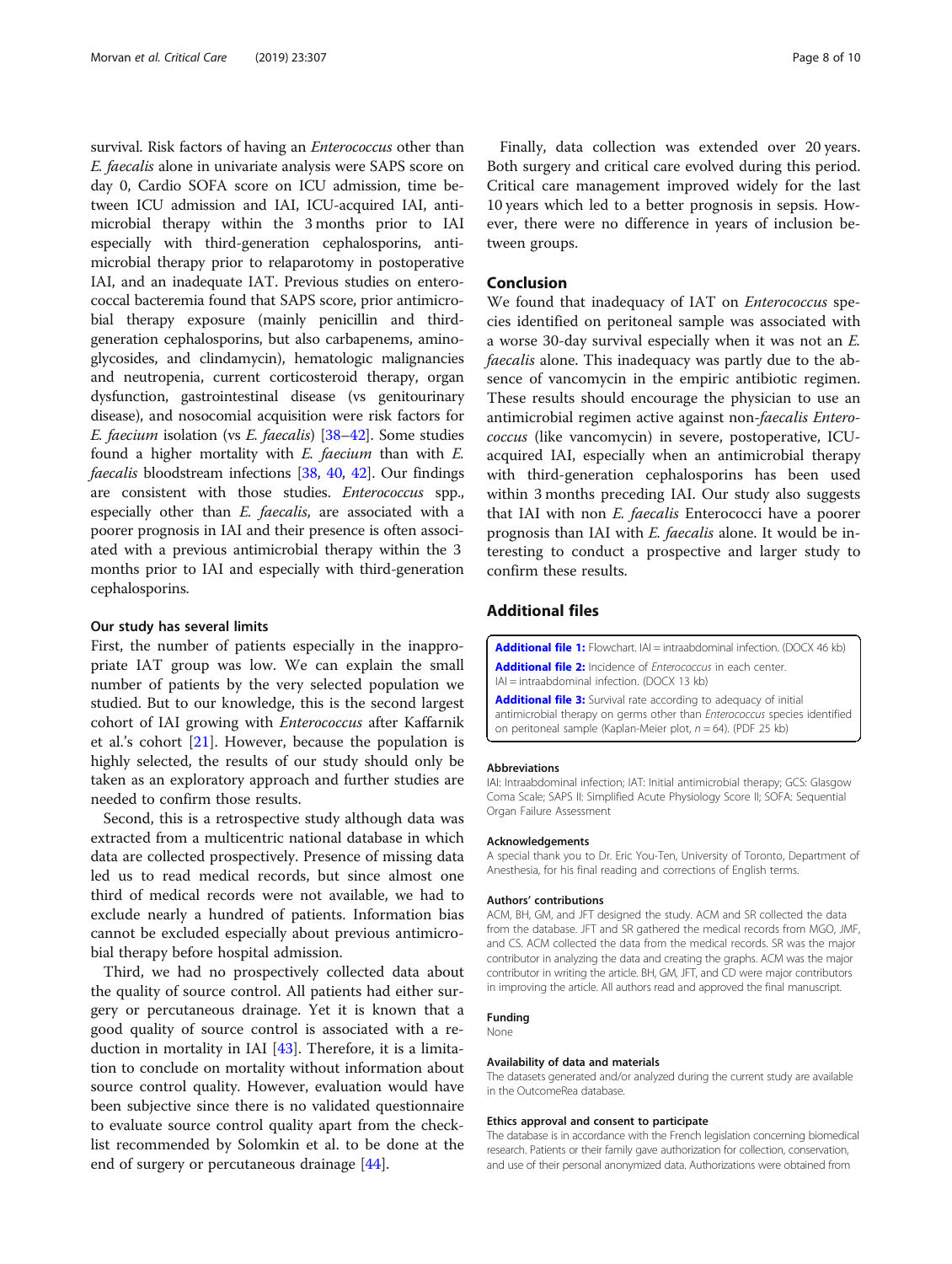survival. Risk factors of having an *Enterococcus* other than *E. faecalis* alone in univariate analysis were SAPS score on day 0, Cardio SOFA score on ICU admission, time between ICU admission and IAI, ICU-acquired IAI, antimicrobial therapy within the 3 months prior to IAI especially with third-generation cephalosporins, antimicrobial therapy prior to relaparotomy in postoperative IAI, and an inadequate IAT. Previous studies on enterococcal bacteremia found that SAPS score, prior antimicrobial therapy exposure (mainly penicillin and third-generation cephalosporins, but also carbapenems, aminoglycosides, and clindamycin), hematologic malignancies and neutropenia, current corticosteroid therapy, organ dysfunction, gastrointestinal disease (vs genitourinary disease), and nosocomial acquisition were risk factors for *E. faecium* isolation (vs *E. faecalis*) [38–42]. Some studies found a higher mortality with *E. faecium* than with *E. faecalis* bloodstream infections [38, 40, 42]. Our findings are consistent with those studies. *Enterococcus* spp., especially other than *E. faecalis*, are associated with a poorer prognosis in IAI and their presence is often associated with a previous antimicrobial therapy within the 3 months prior to IAI and especially with third-generation cephalosporins.

#### Our study has several limits

First, the number of patients especially in the inappropriate IAT group was low. We can explain the small number of patients by the very selected population we studied. But to our knowledge, this is the second largest cohort of IAI growing with *Enterococcus* after Kaffarnik et al.'s cohort [21]. However, because the population is highly selected, the results of our study should only be taken as an exploratory approach and further studies are needed to confirm those results.

Second, this is a retrospective study although data was extracted from a multicentric national database in which data are collected prospectively. Presence of missing data led us to read medical records, but since almost one third of medical records were not available, we had to exclude nearly a hundred of patients. Information bias cannot be excluded especially about previous antimicrobial therapy before hospital admission.

Third, we had no prospectively collected data about the quality of source control. All patients had either surgery or percutaneous drainage. Yet it is known that a good quality of source control is associated with a reduction in mortality in IAI [43]. Therefore, it is a limitation to conclude on mortality without information about source control quality. However, evaluation would have been subjective since there is no validated questionnaire to evaluate source control quality apart from the checklist recommended by Solomkin et al. to be done at the end of surgery or percutaneous drainage [44].

Finally, data collection was extended over 20 years. Both surgery and critical care evolved during this period. Critical care management improved widely for the last 10 years which led to a better prognosis in sepsis. However, there were no difference in years of inclusion between groups.

## Conclusion

We found that inadequacy of IAT on *Enterococcus* species identified on peritoneal sample was associated with a worse 30-day survival especially when it was not an *E. faecalis* alone. This inadequacy was partly due to the absence of vancomycin in the empiric antibiotic regimen. These results should encourage the physician to use an antimicrobial regimen active against non-*faecalis Enterococcus* (like vancomycin) in severe, postoperative, ICU-acquired IAI, especially when an antimicrobial therapy with third-generation cephalosporins has been used within 3 months preceding IAI. Our study also suggests that IAI with non *E. faecalis* Enterococci have a poorer prognosis than IAI with *E. faecalis* alone. It would be interesting to conduct a prospective and larger study to confirm these results.

## Additional files

**Additional file 1:** Flowchart. IAI = intraabdominal infection. (DOCX 46 kb)

**Additional file 2:** Incidence of *Enterococcus* in each center. IAI = intraabdominal infection. (DOCX 13 kb)

**Additional file 3:** Survival rate according to adequacy of initial antimicrobial therapy on germs other than *Enterococcus* species identified on peritoneal sample (Kaplan-Meier plot, $n = 64$). (PDF 25 kb)

#### Abbreviations

IAI: Intraabdominal infection; IAT: Initial antimicrobial therapy; GCS: Glasgow Coma Scale; SAPS II: Simplified Acute Physiology Score II; SOFA: Sequential Organ Failure Assessment

#### Acknowledgements

A special thank you to Dr. Eric You-Ten, University of Toronto, Department of Anesthesia, for his final reading and corrections of English terms.

#### Authors' contributions

ACM, BH, GM, and JFT designed the study. ACM and SR collected the data from the database. JFT and SR gathered the medical records from MGO, JMF, and CS. ACM collected the data from the medical records. SR was the major contributor in analyzing the data and creating the graphs. ACM was the major contributor in writing the article. BH, GM, JFT, and CD were major contributors in improving the article. All authors read and approved the final manuscript.

#### Funding

None

#### Availability of data and materials

The datasets generated and/or analyzed during the current study are available in the OutcomeRea database.

#### Ethics approval and consent to participate

The database is in accordance with the French legislation concerning biomedical research. Patients or their family gave authorization for collection, conservation, and use of their personal anonymized data. Authorizations were obtained from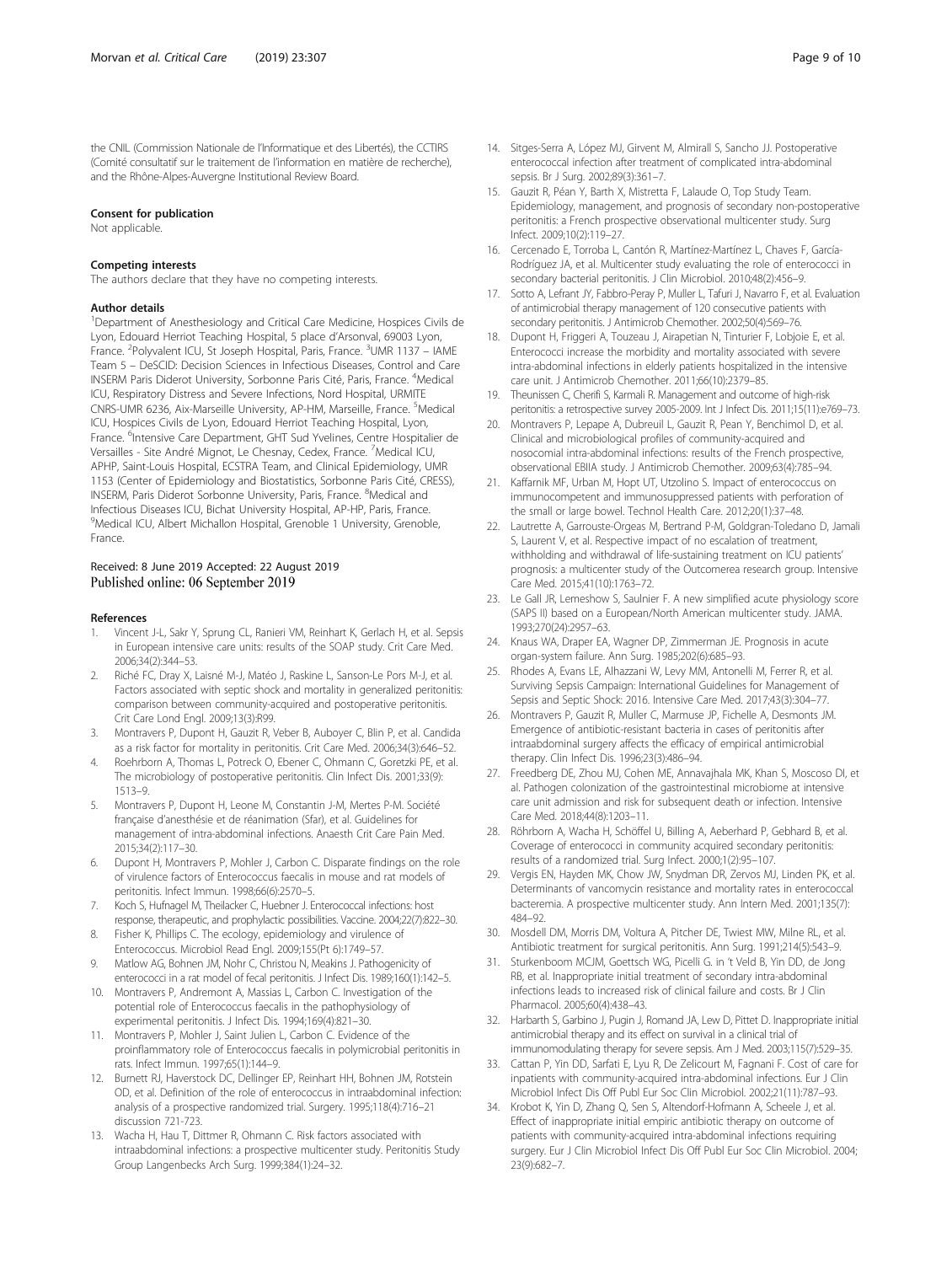the CNIL (Commission Nationale de l'Informatique et des Libertés), the CCTIRS (Comité consultatif sur le traitement de l'information en matière de recherche), and the Rhône-Alpes-Auvergne Institutional Review Board.

### Consent for publication

Not applicable.

### Competing interests

The authors declare that they have no competing interests.

### Author details

[1]Department of Anesthesiology and Critical Care Medicine, Hospices Civils de Lyon, Edouard Herriot Teaching Hospital, 5 place d'Arsonval, 69003 Lyon, France. [2]Polyvalent ICU, St Joseph Hospital, Paris, France. [3]UMR 1137 – IAME Team 5 – DeSCID: Decision Sciences in Infectious Diseases, Control and Care INSERM Paris Diderot University, Sorbonne Paris Cité, Paris, France. [4]Medical ICU, Respiratory Distress and Severe Infections, Nord Hospital, URMITE CNRS-UMR 6236, Aix-Marseille University, AP-HM, Marseille, France. [5]Medical ICU, Hospices Civils de Lyon, Edouard Herriot Teaching Hospital, Lyon, France. [6]Intensive Care Department, GHT Sud Yvelines, Centre Hospitalier de Versailles - Site André Mignot, Le Chesnay, Cedex, France. [7]Medical ICU, APHP, Saint-Louis Hospital, ECSTRA Team, and Clinical Epidemiology, UMR 1153 (Center of Epidemiology and Biostatistics, Sorbonne Paris Cité, CRESS), INSERM, Paris Diderot Sorbonne University, Paris, France. [8]Medical and Infectious Diseases ICU, Bichat University Hospital, AP-HP, Paris, France. [9]Medical ICU, Albert Michallon Hospital, Grenoble 1 University, Grenoble, France.

Received: 8 June 2019 Accepted: 22 August 2019
Published online: 06 September 2019

### References

1. Vincent J-L, Sakr Y, Sprung CL, Ranieri VM, Reinhart K, Gerlach H, et al. Sepsis in European intensive care units: results of the SOAP study. Crit Care Med. 2006;34(2):344–53.
2. Riché FC, Dray X, Laisné M-J, Matéo J, Raskine L, Sanson-Le Pors M-J, et al. Factors associated with septic shock and mortality in generalized peritonitis: comparison between community-acquired and postoperative peritonitis. Crit Care Lond Engl. 2009;13(3):R99.
3. Montravers P, Dupont H, Gauzit R, Veber B, Auboyer C, Blin P, et al. Candida as a risk factor for mortality in peritonitis. Crit Care Med. 2006;34(3):646–52.
4. Roehrborn A, Thomas L, Potreck O, Ebener C, Ohmann C, Goretzki PE, et al. The microbiology of postoperative peritonitis. Clin Infect Dis. 2001;33(9): 1513–9.
5. Montravers P, Dupont H, Leone M, Constantin J-M, Mertes P-M. Société française d'anesthésie et de réanimation (Sfar), et al. Guidelines for management of intra-abdominal infections. Anaesth Crit Care Pain Med. 2015;34(2):117–30.
6. Dupont H, Montravers P, Mohler J, Carbon C. Disparate findings on the role of virulence factors of Enterococcus faecalis in mouse and rat models of peritonitis. Infect Immun. 1998;66(6):2570–5.
7. Koch S, Hufnagel M, Theilacker C, Huebner J. Enterococcal infections: host response, therapeutic, and prophylactic possibilities. Vaccine. 2004;22(7):822–30.
8. Fisher K, Phillips C. The ecology, epidemiology and virulence of Enterococcus. Microbiol Read Engl. 2009;155(Pt 6):1749–57.
9. Matlow AG, Bohnen JM, Nohr C, Christou N, Meakins J. Pathogenicity of enterococci in a rat model of fecal peritonitis. J Infect Dis. 1989;160(1):142–5.
10. Montravers P, Andremont A, Massias L, Carbon C. Investigation of the potential role of Enterococcus faecalis in the pathophysiology of experimental peritonitis. J Infect Dis. 1994;169(4):821–30.
11. Montravers P, Mohler J, Saint Julien L, Carbon C. Evidence of the proinflammatory role of Enterococcus faecalis in polymicrobial peritonitis in rats. Infect Immun. 1997;65(1):144–9.
12. Burnett RJ, Haverstock DC, Dellinger EP, Reinhart HH, Bohnen JM, Rotstein OD, et al. Definition of the role of enterococcus in intraabdominal infection: analysis of a prospective randomized trial. Surgery. 1995;118(4):716–21 discussion 721-723.
13. Wacha H, Hau T, Dittmer R, Ohmann C. Risk factors associated with intraabdominal infections: a prospective multicenter study. Peritonitis Study Group Langenbecks Arch Surg. 1999;384(1):24–32.
14. Sitges-Serra A, López MJ, Girvent M, Almirall S, Sancho JJ. Postoperative enterococcal infection after treatment of complicated intra-abdominal sepsis. Br J Surg. 2002;89(3):361–7.
15. Gauzit R, Péan Y, Barth X, Mistretta F, Lalaude O, Top Study Team. Epidemiology, management, and prognosis of secondary non-postoperative peritonitis: a French prospective observational multicenter study. Surg Infect. 2009;10(2):119–27.
16. Cercenado E, Torroba L, Cantón R, Martínez-Martínez L, Chaves F, García-Rodríguez JA, et al. Multicenter study evaluating the role of enterococci in secondary bacterial peritonitis. J Clin Microbiol. 2010;48(2):456–9.
17. Sotto A, Lefrant JY, Fabbro-Peray P, Muller L, Tafuri J, Navarro F, et al. Evaluation of antimicrobial therapy management of 120 consecutive patients with secondary peritonitis. J Antimicrob Chemother. 2002;50(4):569–76.
18. Dupont H, Friggeri A, Touzeau J, Airapetian N, Tinturier F, Lobjoie E, et al. Enterococci increase the morbidity and mortality associated with severe intra-abdominal infections in elderly patients hospitalized in the intensive care unit. J Antimicrob Chemother. 2011;66(10):2379–85.
19. Theunissen C, Cherifi S, Karmali R. Management and outcome of high-risk peritonitis: a retrospective survey 2005-2009. Int J Infect Dis. 2011;15(11):e769–73.
20. Montravers P, Lepape A, Dubreuil L, Gauzit R, Pean Y, Benchimol D, et al. Clinical and microbiological profiles of community-acquired and nosocomial intra-abdominal infections: results of the French prospective, observational EBIIA study. J Antimicrob Chemother. 2009;63(4):785–94.
21. Kaffarnik MF, Urban M, Hopt UT, Utzolino S. Impact of enterococcus on immunocompetent and immunosuppressed patients with perforation of the small or large bowel. Technol Health Care. 2012;20(1):37–48.
22. Lautrette A, Garrouste-Orgeas M, Bertrand P-M, Goldgran-Toledano D, Jamali S, Laurent V, et al. Respective impact of no escalation of treatment, withholding and withdrawal of life-sustaining treatment on ICU patients' prognosis: a multicenter study of the Outcomerea research group. Intensive Care Med. 2015;41(10):1763–72.
23. Le Gall JR, Lemeshow S, Saulnier F. A new simplified acute physiology score (SAPS II) based on a European/North American multicenter study. JAMA. 1993;270(24):2957–63.
24. Knaus WA, Draper EA, Wagner DP, Zimmerman JE. Prognosis in acute organ-system failure. Ann Surg. 1985;202(6):685–93.
25. Rhodes A, Evans LE, Alhazzani W, Levy MM, Antonelli M, Ferrer R, et al. Surviving Sepsis Campaign: International Guidelines for Management of Sepsis and Septic Shock: 2016. Intensive Care Med. 2017;43(3):304–77.
26. Montravers P, Gauzit R, Muller C, Marmuse JP, Fichelle A, Desmonts JM. Emergence of antibiotic-resistant bacteria in cases of peritonitis after intraabdominal surgery affects the efficacy of empirical antimicrobial therapy. Clin Infect Dis. 1996;23(3):486–94.
27. Freedberg DE, Zhou MJ, Cohen ME, Annavajhala MK, Khan S, Moscoso DI, et al. Pathogen colonization of the gastrointestinal microbiome at intensive care unit admission and risk for subsequent death or infection. Intensive Care Med. 2018;44(8):1203–11.
28. Röhrborn A, Wacha H, Schöffel U, Billing A, Aeberhard P, Gebhard B, et al. Coverage of enterococci in community acquired secondary peritonitis: results of a randomized trial. Surg Infect. 2000;1(2):95–107.
29. Vergis EN, Hayden MK, Chow JW, Snydman DR, Zervos MJ, Linden PK, et al. Determinants of vancomycin resistance and mortality rates in enterococcal bacteremia. A prospective multicenter study. Ann Intern Med. 2001;135(7): 484–92.
30. Mosdell DM, Morris DM, Voltura A, Pitcher DE, Twiest MW, Milne RL, et al. Antibiotic treatment for surgical peritonitis. Ann Surg. 1991;214(5):543–9.
31. Sturkenboom MCJM, Goettsch WG, Picelli G. in 't Veld B, Yin DD, de Jong RB, et al. Inappropriate initial treatment of secondary intra-abdominal infections leads to increased risk of clinical failure and costs. Br J Clin Pharmacol. 2005;60(4):438–43.
32. Harbarth S, Garbino J, Pugin J, Romand JA, Lew D, Pittet D. Inappropriate initial antimicrobial therapy and its effect on survival in a clinical trial of immunomodulating therapy for severe sepsis. Am J Med. 2003;115(7):529–35.
33. Cattan P, Yin DD, Sarfati E, Lyu R, De Zelicourt M, Fagnani F. Cost of care for inpatients with community-acquired intra-abdominal infections. Eur J Clin Microbiol Infect Dis Off Publ Eur Soc Clin Microbiol. 2002;21(11):787–93.
34. Krobot K, Yin D, Zhang Q, Sen S, Altendorf-Hofmann A, Scheele J, et al. Effect of inappropriate initial empiric antibiotic therapy on outcome of patients with community-acquired intra-abdominal infections requiring surgery. Eur J Clin Microbiol Infect Dis Off Publ Eur Soc Clin Microbiol. 2004; 23(9):682–7.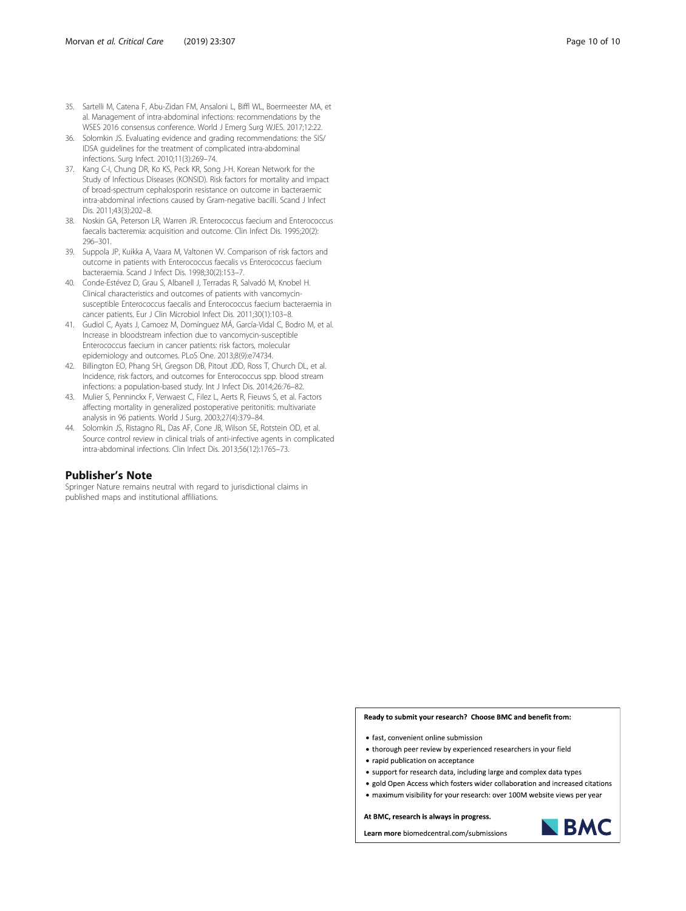35. Sartelli M, Catena F, Abu-Zidan FM, Ansaloni L, Biffl WL, Boermeester MA, et al. Management of intra-abdominal infections: recommendations by the WSES 2016 consensus conference. World J Emerg Surg WJES. 2017;12:22.
36. Solomkin JS. Evaluating evidence and grading recommendations: the SIS/IDSA guidelines for the treatment of complicated intra-abdominal infections. Surg Infect. 2010;11(3):269–74.
37. Kang C-I, Chung DR, Ko KS, Peck KR, Song J-H. Korean Network for the Study of Infectious Diseases (KONSID). Risk factors for mortality and impact of broad-spectrum cephalosporin resistance on outcome in bacteraemic intra-abdominal infections caused by Gram-negative bacilli. Scand J Infect Dis. 2011;43(3):202–8.
38. Noskin GA, Peterson LR, Warren JR. Enterococcus faecium and Enterococcus faecalis bacteremia: acquisition and outcome. Clin Infect Dis. 1995;20(2): 296–301.
39. Suppola JP, Kuikka A, Vaara M, Valtonen VV. Comparison of risk factors and outcome in patients with Enterococcus faecalis vs Enterococcus faecium bacteraemia. Scand J Infect Dis. 1998;30(2):153–7.
40. Conde-Estévez D, Grau S, Albanell J, Terradas R, Salvadó M, Knobel H. Clinical characteristics and outcomes of patients with vancomycin-susceptible Enterococcus faecalis and Enterococcus faecium bacteraemia in cancer patients. Eur J Clin Microbiol Infect Dis. 2011;30(1):103–8.
41. Gudiol C, Ayats J, Camoez M, Domínguez MÁ, García-Vidal C, Bodro M, et al. Increase in bloodstream infection due to vancomycin-susceptible Enterococcus faecium in cancer patients: risk factors, molecular epidemiology and outcomes. PLoS One. 2013;8(9):e74734.
42. Billington EO, Phang SH, Gregson DB, Pitout JDD, Ross T, Church DL, et al. Incidence, risk factors, and outcomes for Enterococcus spp. blood stream infections: a population-based study. Int J Infect Dis. 2014;26:76–82.
43. Mulier S, Penninckx F, Verwaest C, Filez L, Aerts R, Fieuws S, et al. Factors affecting mortality in generalized postoperative peritonitis: multivariate analysis in 96 patients. World J Surg. 2003;27(4):379–84.
44. Solomkin JS, Ristagno RL, Das AF, Cone JB, Wilson SE, Rotstein OD, et al. Source control review in clinical trials of anti-infective agents in complicated intra-abdominal infections. Clin Infect Dis. 2013;56(12):1765–73.

## Publisher's Note

Springer Nature remains neutral with regard to jurisdictional claims in published maps and institutional affiliations.

**Ready to submit your research? Choose BMC and benefit from:**

- fast, convenient online submission
- thorough peer review by experienced researchers in your field
- rapid publication on acceptance
- support for research data, including large and complex data types
- gold Open Access which fosters wider collaboration and increased citations
- maximum visibility for your research: over 100M website views per year

**At BMC, research is always in progress.**

**Learn more** biomedcentral.com/submissions

BMC